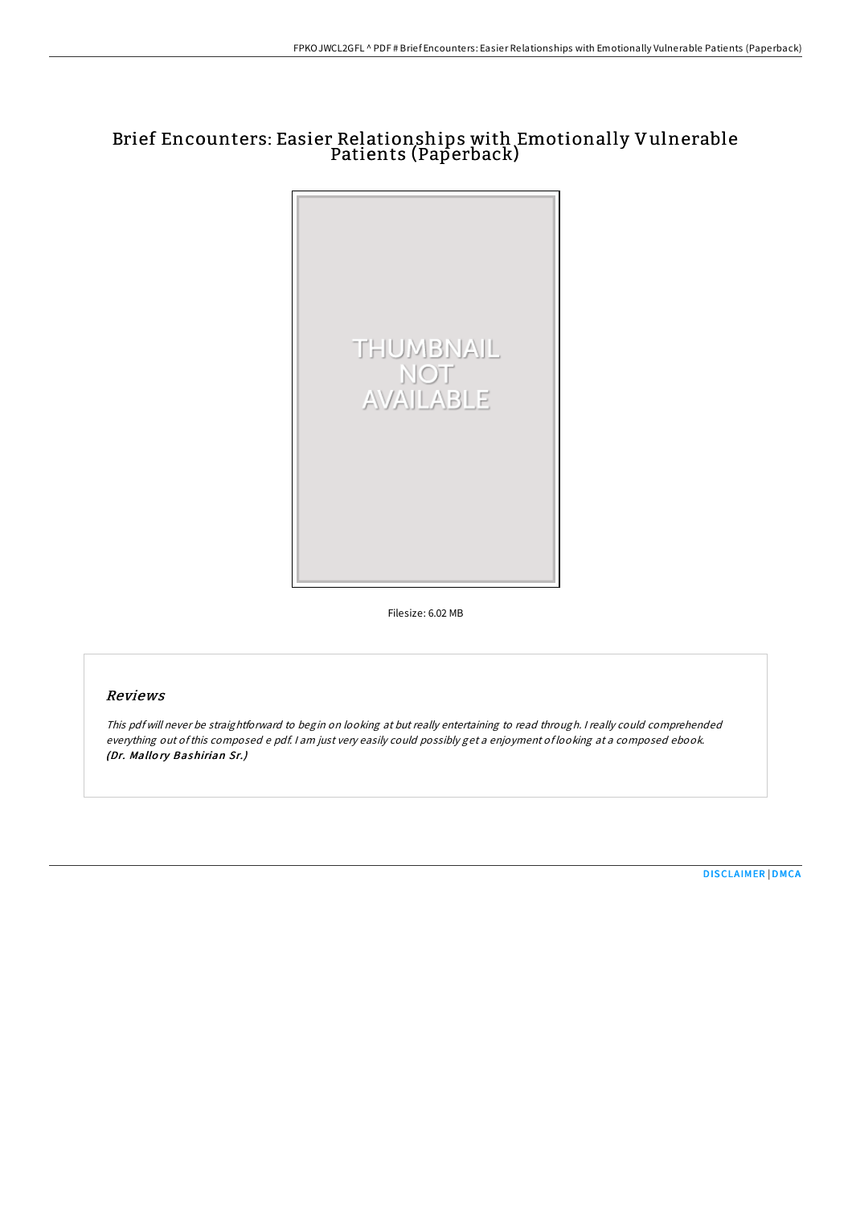# Brief Encounters: Easier Relationships with Emotionally Vulnerable Patients (Paperback)

Filesize: 6.02 MB

## *Reviews*

*This pdf will never be straightforward to begin on looking at but really entertaining to read through. I really could comprehended everything out of this composed e pdf. I am just very easily could possibly get a enjoyment of looking at a composed ebook.*
***(Dr. Mallory Bashirian Sr.)***

DISCLAIMER | DMCA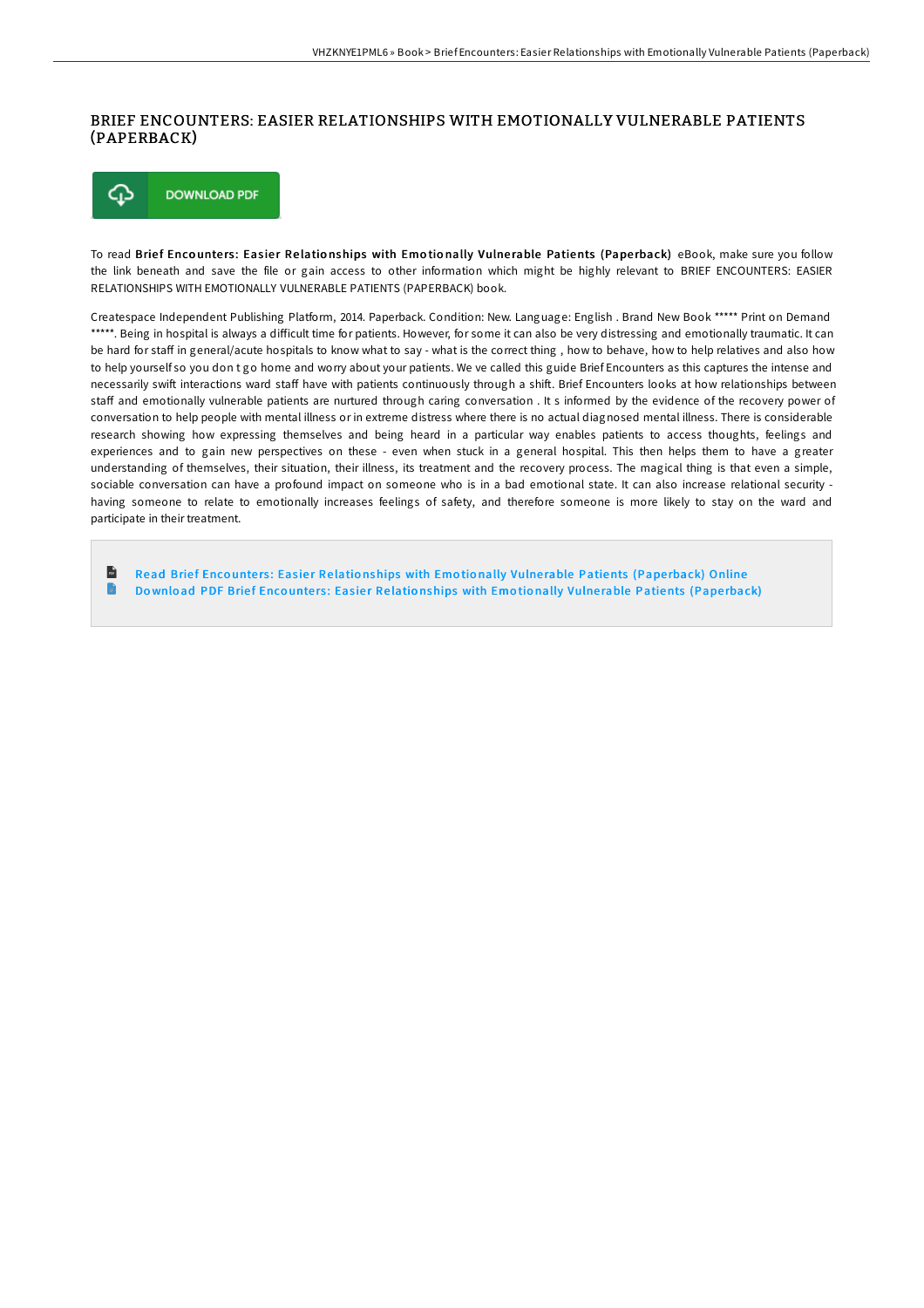# BRIEF ENCOUNTERS: EASIER RELATIONSHIPS WITH EMOTIONALLY VULNERABLE PATIENTS (PAPERBACK)

DOWNLOAD PDF

To read **Brief Encounters: Easier Relationships with Emotionally Vulnerable Patients (Paperback)** eBook, make sure you follow the link beneath and save the file or gain access to other information which might be highly relevant to BRIEF ENCOUNTERS: EASIER RELATIONSHIPS WITH EMOTIONALLY VULNERABLE PATIENTS (PAPERBACK) book.

Createspace Independent Publishing Platform, 2014. Paperback. Condition: New. Language: English . Brand New Book ***** Print on Demand *****. Being in hospital is always a difficult time for patients. However, for some it can also be very distressing and emotionally traumatic. It can be hard for staff in general/acute hospitals to know what to say - what is the correct thing , how to behave, how to help relatives and also how to help yourself so you don t go home and worry about your patients. We ve called this guide Brief Encounters as this captures the intense and necessarily swift interactions ward staff have with patients continuously through a shift. Brief Encounters looks at how relationships between staff and emotionally vulnerable patients are nurtured through caring conversation . It s informed by the evidence of the recovery power of conversation to help people with mental illness or in extreme distress where there is no actual diagnosed mental illness. There is considerable research showing how expressing themselves and being heard in a particular way enables patients to access thoughts, feelings and experiences and to gain new perspectives on these - even when stuck in a general hospital. This then helps them to have a greater understanding of themselves, their situation, their illness, its treatment and the recovery process. The magical thing is that even a simple, sociable conversation can have a profound impact on someone who is in a bad emotional state. It can also increase relational security - having someone to relate to emotionally increases feelings of safety, and therefore someone is more likely to stay on the ward and participate in their treatment.

- Read Brief Encounters: Easier Relationships with Emotionally Vulnerable Patients (Paperback) Online
- Download PDF Brief Encounters: Easier Relationships with Emotionally Vulnerable Patients (Paperback)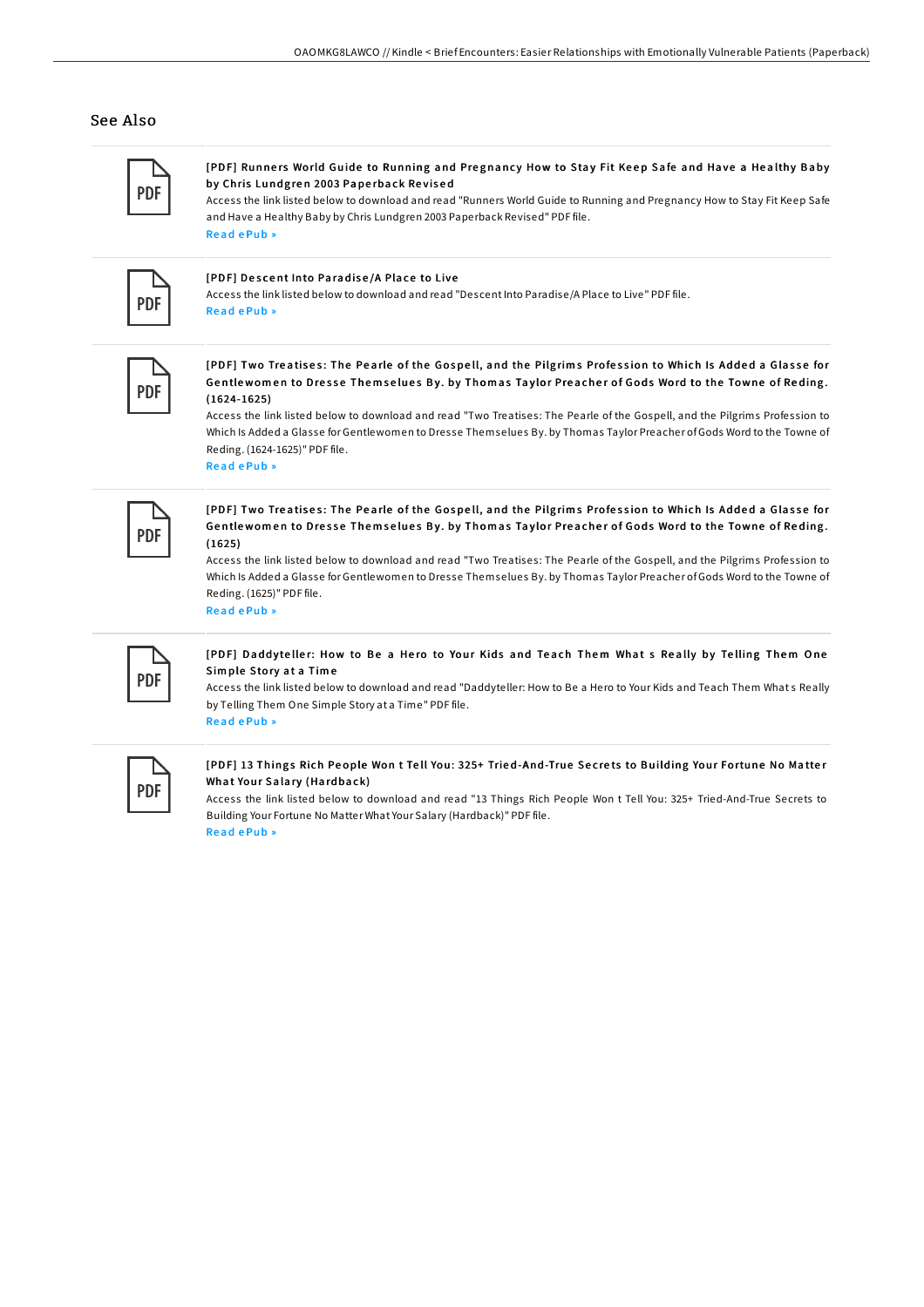## See Also

**[PDF] Runners World Guide to Running and Pregnancy How to Stay Fit Keep Safe and Have a Healthy Baby by Chris Lundgren 2003 Paperback Revised**

Access the link listed below to download and read "Runners World Guide to Running and Pregnancy How to Stay Fit Keep Safe and Have a Healthy Baby by Chris Lundgren 2003 Paperback Revised" PDF file.

Read ePub »

**[PDF] Descent Into Paradise/A Place to Live**

Access the link listed below to download and read "Descent Into Paradise/A Place to Live" PDF file.

Read ePub »

**[PDF] Two Treatises: The Pearle of the Gospell, and the Pilgrims Profession to Which Is Added a Glasse for Gentlewomen to Dresse Themselues By. by Thomas Taylor Preacher of Gods Word to the Towne of Reding. (1624-1625)**

Access the link listed below to download and read "Two Treatises: The Pearle of the Gospell, and the Pilgrims Profession to Which Is Added a Glasse for Gentlewomen to Dresse Themselues By. by Thomas Taylor Preacher of Gods Word to the Towne of Reding. (1624-1625)" PDF file.

Read ePub »

**[PDF] Two Treatises: The Pearle of the Gospell, and the Pilgrims Profession to Which Is Added a Glasse for Gentlewomen to Dresse Themselues By. by Thomas Taylor Preacher of Gods Word to the Towne of Reding. (1625)**

Access the link listed below to download and read "Two Treatises: The Pearle of the Gospell, and the Pilgrims Profession to Which Is Added a Glasse for Gentlewomen to Dresse Themselues By. by Thomas Taylor Preacher of Gods Word to the Towne of Reding. (1625)" PDF file.

Read ePub »

**[PDF] Daddyteller: How to Be a Hero to Your Kids and Teach Them What s Really by Telling Them One Simple Story at a Time**

Access the link listed below to download and read "Daddyteller: How to Be a Hero to Your Kids and Teach Them What s Really by Telling Them One Simple Story at a Time" PDF file.

Read ePub »

**[PDF] 13 Things Rich People Won t Tell You: 325+ Tried-And-True Secrets to Building Your Fortune No Matter What Your Salary (Hardback)**

Access the link listed below to download and read "13 Things Rich People Won t Tell You: 325+ Tried-And-True Secrets to Building Your Fortune No Matter What Your Salary (Hardback)" PDF file.

Read ePub »